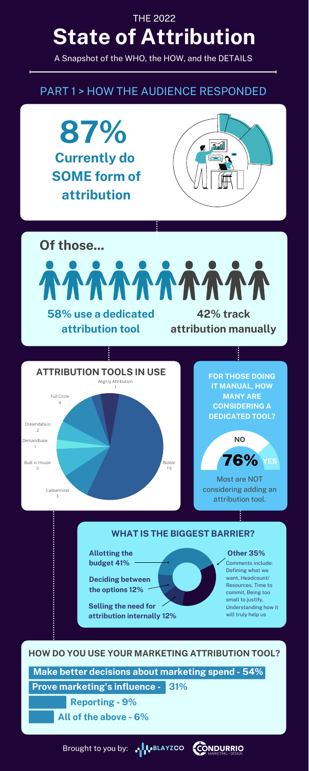THE 2022

# State of Attribution

A Snapshot of the WHO, the HOW, and the DETAILS

## PART 1 > HOW THE AUDIENCE RESPONDED

**87%**
**Currently do SOME form of attribution**

### Of those...

**58% use a dedicated attribution tool**

**42% track attribution manually**

### ATTRIBUTION TOOLS IN USE

| Tool | Count |
|---|---|
| Align.ly Attribution | 1 |
| Full Circle | 4 |
| Dreamdata.io | 2 |
| Demandbase | 1 |
| Built in House | 3 |
| Calibermind | 3 |
| Bizible | 19 |

### FOR THOSE DOING IT MANUAL, HOW MANY ARE CONSIDERING A DEDICATED TOOL?

NO **76%** YES

Most are NOT considering adding an attribution tool.

### WHAT IS THE BIGGEST BARRIER?

- **Allotting the budget 41%**
- **Deciding between the options 12%**
- **Selling the need for attribution internally 12%**
- **Other 35%** — Comments include: Defining what we want, Headcount/ Resources, Time to commit, Being too small to justify, Understanding how it will truly help us

### HOW DO YOU USE YOUR MARKETING ATTRIBUTION TOOL?

- **Make better decisions about marketing spend - 54%**
- **Prove marketing's influence - 31%**
- **Reporting - 9%**
- **All of the above - 6%**

Brought to you by: BLAYZCO CONDURRIO MARKETING + DESIGN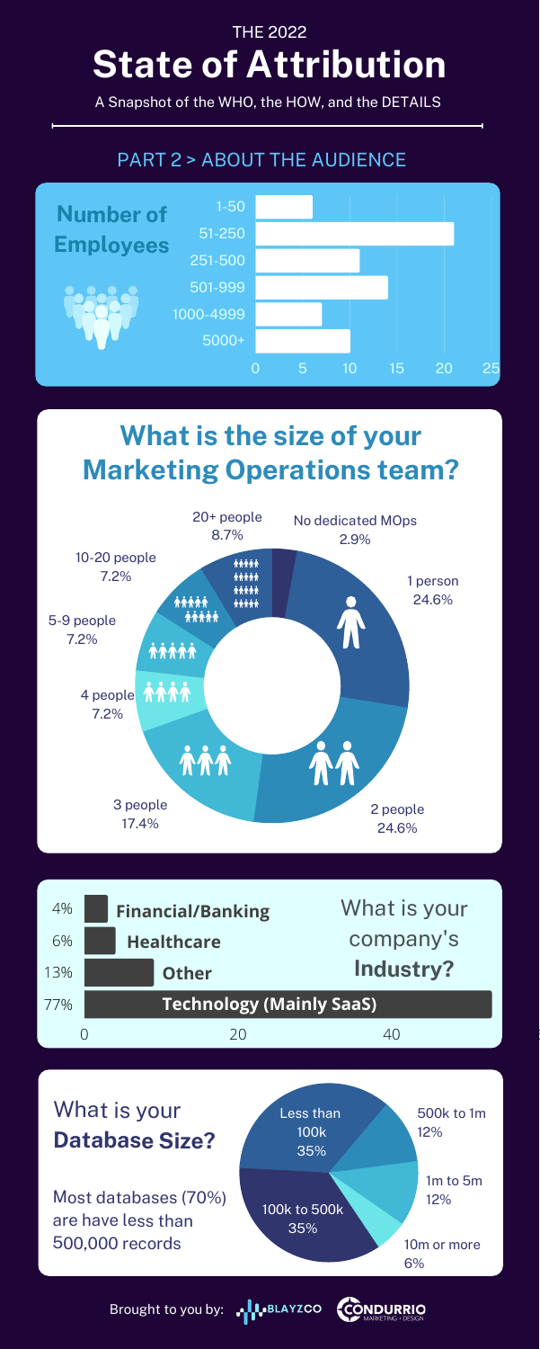THE 2022

# State of Attribution

A Snapshot of the WHO, the HOW, and the DETAILS

## PART 2 > ABOUT THE AUDIENCE

### Number of Employees

1-50
51-250
251-500
501-999
1000-4999
5000+

0 5 10 15 20 25

## What is the size of your Marketing Operations team?

20+ people 8.7%
No dedicated MOps 2.9%
1 person 24.6%
2 people 24.6%
3 people 17.4%
4 people 7.2%
5-9 people 7.2%
10-20 people 7.2%

## What is your company's **Industry?**

4% Financial/Banking
6% Healthcare
13% Other
77% Technology (Mainly SaaS)

0 20 40

## What is your **Database Size?**

Most databases (70%) are have less than 500,000 records

Less than 100k 35%
500k to 1m 12%
1m to 5m 12%
10m or more 6%
100k to 500k 35%

Brought to you by: BLAYZCO CONDURRIO MARKETING + DESIGN